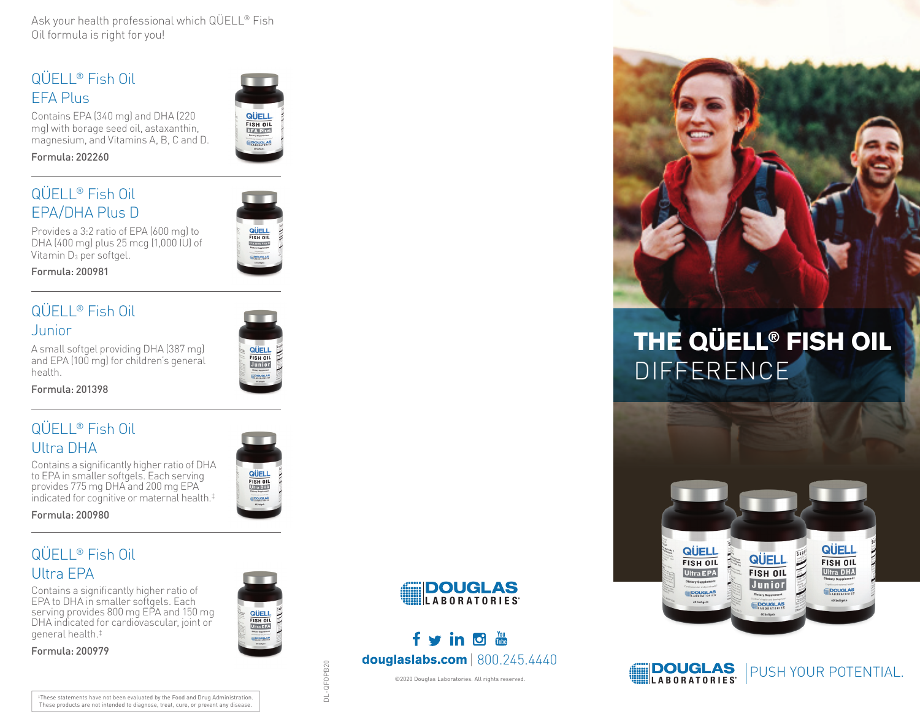Ask your health professional which QÜELL® Fish Oil formula is right for you!

## QÜELL® Fish Oil EFA Plus

Contains EPA (340 mg) and DHA (220 mg) with borage seed oil, astaxanthin, magnesium, and Vitamins A, B, C and D.

**Formula: 202260**

## QÜELL® Fish Oil EPA/DHA Plus D

Provides a 3:2 ratio of EPA (600 mg) to DHA (400 mg) plus 25 mcg (1,000 IU) of Vitamin $D_3$ per softgel.

**Formula: 200981**

## QÜELL® Fish Oil Junior

A small softgel providing DHA (387 mg) and EPA (100 mg) for children's general health.

**Formula: 201398**

## QÜELL® Fish Oil Ultra DHA

Contains a significantly higher ratio of DHA to EPA in smaller softgels. Each serving provides 775 mg DHA and 200 mg EPA indicated for cognitive or maternal health.‡

**Formula: 200980**

## QÜELL® Fish Oil Ultra EPA

Contains a significantly higher ratio of EPA to DHA in smaller softgels. Each serving provides 800 mg EPA and 150 mg DHA indicated for cardiovascular, joint or general health.‡

**Formula: 200979**

‡These statements have not been evaluated by the Food and Drug Administration. These products are not intended to diagnose, treat, cure, or prevent any disease.

DL-QFOPB20

DOUGLAS LABORATORIES®

**douglaslabs.com** | 800.245.4440

©2020 Douglas Laboratories. All rights reserved.

# THE QÜELL® FISH OIL DIFFERENCE

DOUGLAS LABORATORIES® | PUSH YOUR POTENTIAL.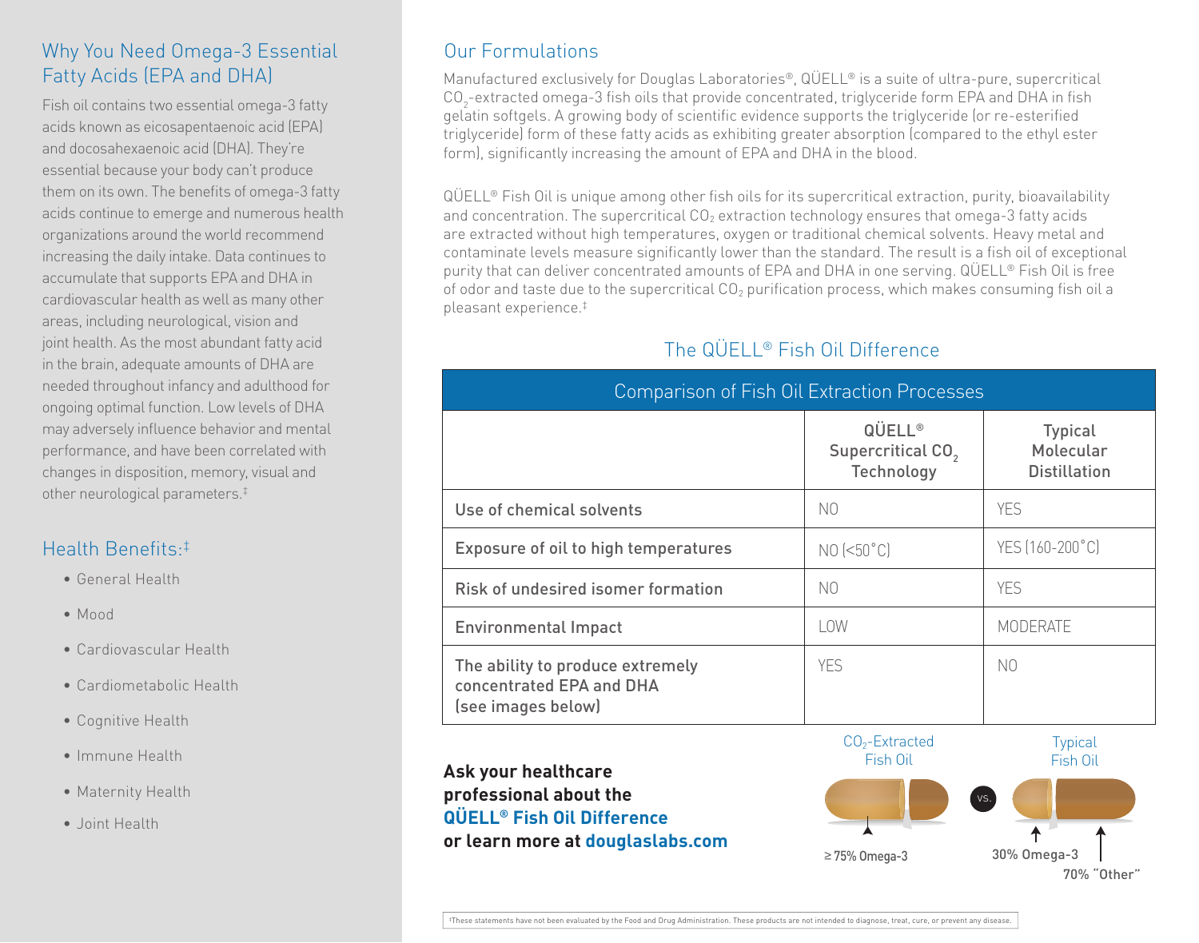## Why You Need Omega-3 Essential Fatty Acids (EPA and DHA)

Fish oil contains two essential omega-3 fatty acids known as eicosapentaenoic acid (EPA) and docosahexaenoic acid (DHA). They're essential because your body can't produce them on its own. The benefits of omega-3 fatty acids continue to emerge and numerous health organizations around the world recommend increasing the daily intake. Data continues to accumulate that supports EPA and DHA in cardiovascular health as well as many other areas, including neurological, vision and joint health. As the most abundant fatty acid in the brain, adequate amounts of DHA are needed throughout infancy and adulthood for ongoing optimal function. Low levels of DHA may adversely influence behavior and mental performance, and have been correlated with changes in disposition, memory, visual and other neurological parameters.‡

## Health Benefits:‡

- General Health
- Mood
- Cardiovascular Health
- Cardiometabolic Health
- Cognitive Health
- Immune Health
- Maternity Health
- Joint Health

## Our Formulations

Manufactured exclusively for Douglas Laboratories®, QÜELL® is a suite of ultra-pure, supercritical $CO_2$-extracted omega-3 fish oils that provide concentrated, triglyceride form EPA and DHA in fish gelatin softgels. A growing body of scientific evidence supports the triglyceride (or re-esterified triglyceride) form of these fatty acids as exhibiting greater absorption (compared to the ethyl ester form), significantly increasing the amount of EPA and DHA in the blood.

QÜELL® Fish Oil is unique among other fish oils for its supercritical extraction, purity, bioavailability and concentration. The supercritical $CO_2$ extraction technology ensures that omega-3 fatty acids are extracted without high temperatures, oxygen or traditional chemical solvents. Heavy metal and contaminate levels measure significantly lower than the standard. The result is a fish oil of exceptional purity that can deliver concentrated amounts of EPA and DHA in one serving. QÜELL® Fish Oil is free of odor and taste due to the supercritical $CO_2$ purification process, which makes consuming fish oil a pleasant experience.‡

### The QÜELL® Fish Oil Difference

**Comparison of Fish Oil Extraction Processes**

| | QÜELL® Supercritical $CO_2$ Technology | Typical Molecular Distillation |
|---|---|---|
| Use of chemical solvents | NO | YES |
| Exposure of oil to high temperatures | NO (<50°C) | YES (160-200°C) |
| Risk of undesired isomer formation | NO | YES |
| Environmental Impact | LOW | MODERATE |
| The ability to produce extremely concentrated EPA and DHA (see images below) | YES | NO |

$CO_2$-Extracted Fish Oil

≥ 75% Omega-3

vs.

Typical Fish Oil

30% Omega-3

70% "Other"

**Ask your healthcare professional about the QÜELL® Fish Oil Difference or learn more at douglaslabs.com**

‡These statements have not been evaluated by the Food and Drug Administration. These products are not intended to diagnose, treat, cure, or prevent any disease.